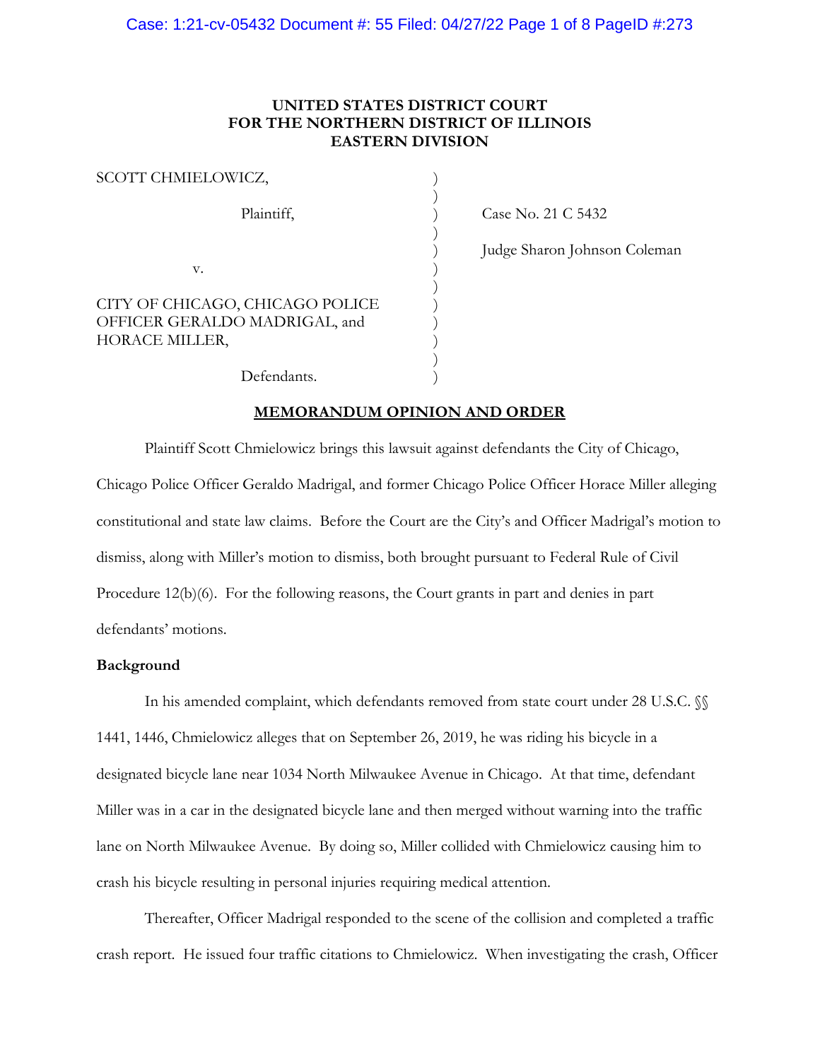**UNITED STATES DISTRICT COURT**
**FOR THE NORTHERN DISTRICT OF ILLINOIS**
**EASTERN DIVISION**

SCOTT CHMIELOWICZ,

Plaintiff,

v.

CITY OF CHICAGO, CHICAGO POLICE OFFICER GERALDO MADRIGAL, and HORACE MILLER,

Defendants.

Case No. 21 C 5432

Judge Sharon Johnson Coleman

**MEMORANDUM OPINION AND ORDER**

Plaintiff Scott Chmielowicz brings this lawsuit against defendants the City of Chicago, Chicago Police Officer Geraldo Madrigal, and former Chicago Police Officer Horace Miller alleging constitutional and state law claims. Before the Court are the City's and Officer Madrigal's motion to dismiss, along with Miller's motion to dismiss, both brought pursuant to Federal Rule of Civil Procedure 12(b)(6). For the following reasons, the Court grants in part and denies in part defendants' motions.

**Background**

In his amended complaint, which defendants removed from state court under 28 U.S.C. §§ 1441, 1446, Chmielowicz alleges that on September 26, 2019, he was riding his bicycle in a designated bicycle lane near 1034 North Milwaukee Avenue in Chicago. At that time, defendant Miller was in a car in the designated bicycle lane and then merged without warning into the traffic lane on North Milwaukee Avenue. By doing so, Miller collided with Chmielowicz causing him to crash his bicycle resulting in personal injuries requiring medical attention.

Thereafter, Officer Madrigal responded to the scene of the collision and completed a traffic crash report. He issued four traffic citations to Chmielowicz. When investigating the crash, Officer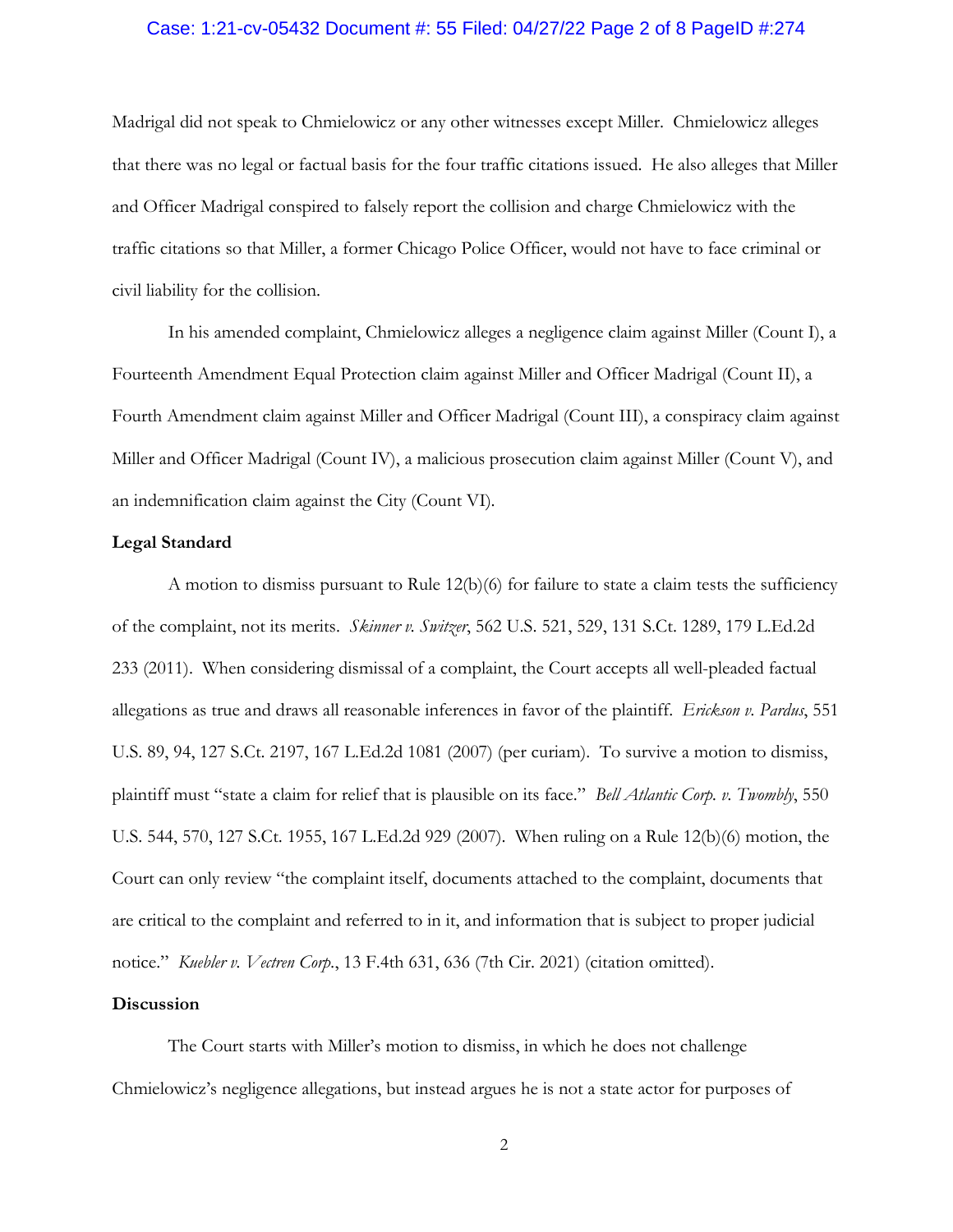Madrigal did not speak to Chmielowicz or any other witnesses except Miller. Chmielowicz alleges that there was no legal or factual basis for the four traffic citations issued. He also alleges that Miller and Officer Madrigal conspired to falsely report the collision and charge Chmielowicz with the traffic citations so that Miller, a former Chicago Police Officer, would not have to face criminal or civil liability for the collision.

In his amended complaint, Chmielowicz alleges a negligence claim against Miller (Count I), a Fourteenth Amendment Equal Protection claim against Miller and Officer Madrigal (Count II), a Fourth Amendment claim against Miller and Officer Madrigal (Count III), a conspiracy claim against Miller and Officer Madrigal (Count IV), a malicious prosecution claim against Miller (Count V), and an indemnification claim against the City (Count VI).

**Legal Standard**

A motion to dismiss pursuant to Rule 12(b)(6) for failure to state a claim tests the sufficiency of the complaint, not its merits. *Skinner v. Switzer*, 562 U.S. 521, 529, 131 S.Ct. 1289, 179 L.Ed.2d 233 (2011). When considering dismissal of a complaint, the Court accepts all well-pleaded factual allegations as true and draws all reasonable inferences in favor of the plaintiff. *Erickson v. Pardus*, 551 U.S. 89, 94, 127 S.Ct. 2197, 167 L.Ed.2d 1081 (2007) (per curiam). To survive a motion to dismiss, plaintiff must "state a claim for relief that is plausible on its face." *Bell Atlantic Corp. v. Twombly*, 550 U.S. 544, 570, 127 S.Ct. 1955, 167 L.Ed.2d 929 (2007). When ruling on a Rule 12(b)(6) motion, the Court can only review "the complaint itself, documents attached to the complaint, documents that are critical to the complaint and referred to in it, and information that is subject to proper judicial notice." *Kuebler v. Vectren Corp.*, 13 F.4th 631, 636 (7th Cir. 2021) (citation omitted).

**Discussion**

The Court starts with Miller's motion to dismiss, in which he does not challenge Chmielowicz's negligence allegations, but instead argues he is not a state actor for purposes of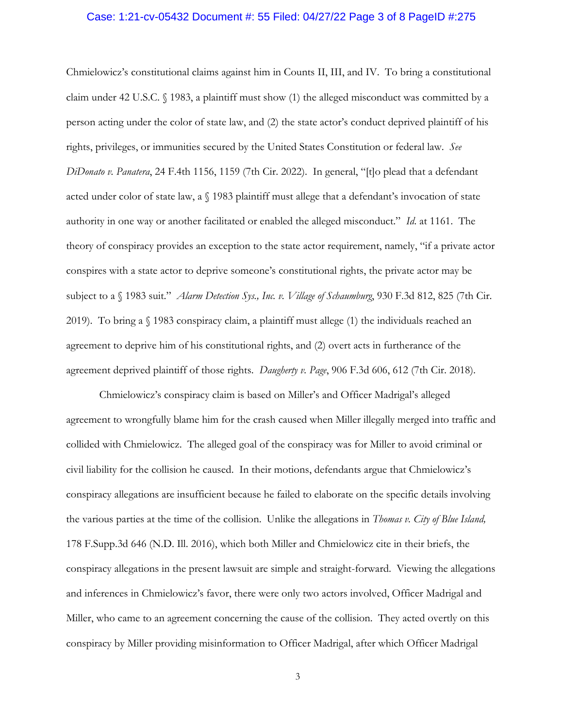Chmielowicz's constitutional claims against him in Counts II, III, and IV. To bring a constitutional claim under 42 U.S.C. § 1983, a plaintiff must show (1) the alleged misconduct was committed by a person acting under the color of state law, and (2) the state actor's conduct deprived plaintiff of his rights, privileges, or immunities secured by the United States Constitution or federal law. *See DiDonato v. Panatera*, 24 F.4th 1156, 1159 (7th Cir. 2022). In general, "[t]o plead that a defendant acted under color of state law, a § 1983 plaintiff must allege that a defendant's invocation of state authority in one way or another facilitated or enabled the alleged misconduct." *Id.* at 1161. The theory of conspiracy provides an exception to the state actor requirement, namely, "if a private actor conspires with a state actor to deprive someone's constitutional rights, the private actor may be subject to a § 1983 suit." *Alarm Detection Sys., Inc. v. Village of Schaumburg*, 930 F.3d 812, 825 (7th Cir. 2019). To bring a § 1983 conspiracy claim, a plaintiff must allege (1) the individuals reached an agreement to deprive him of his constitutional rights, and (2) overt acts in furtherance of the agreement deprived plaintiff of those rights. *Daugherty v. Page*, 906 F.3d 606, 612 (7th Cir. 2018).

Chmielowicz's conspiracy claim is based on Miller's and Officer Madrigal's alleged agreement to wrongfully blame him for the crash caused when Miller illegally merged into traffic and collided with Chmielowicz. The alleged goal of the conspiracy was for Miller to avoid criminal or civil liability for the collision he caused. In their motions, defendants argue that Chmielowicz's conspiracy allegations are insufficient because he failed to elaborate on the specific details involving the various parties at the time of the collision. Unlike the allegations in *Thomas v. City of Blue Island,* 178 F.Supp.3d 646 (N.D. Ill. 2016), which both Miller and Chmielowicz cite in their briefs, the conspiracy allegations in the present lawsuit are simple and straight-forward. Viewing the allegations and inferences in Chmielowicz's favor, there were only two actors involved, Officer Madrigal and Miller, who came to an agreement concerning the cause of the collision. They acted overtly on this conspiracy by Miller providing misinformation to Officer Madrigal, after which Officer Madrigal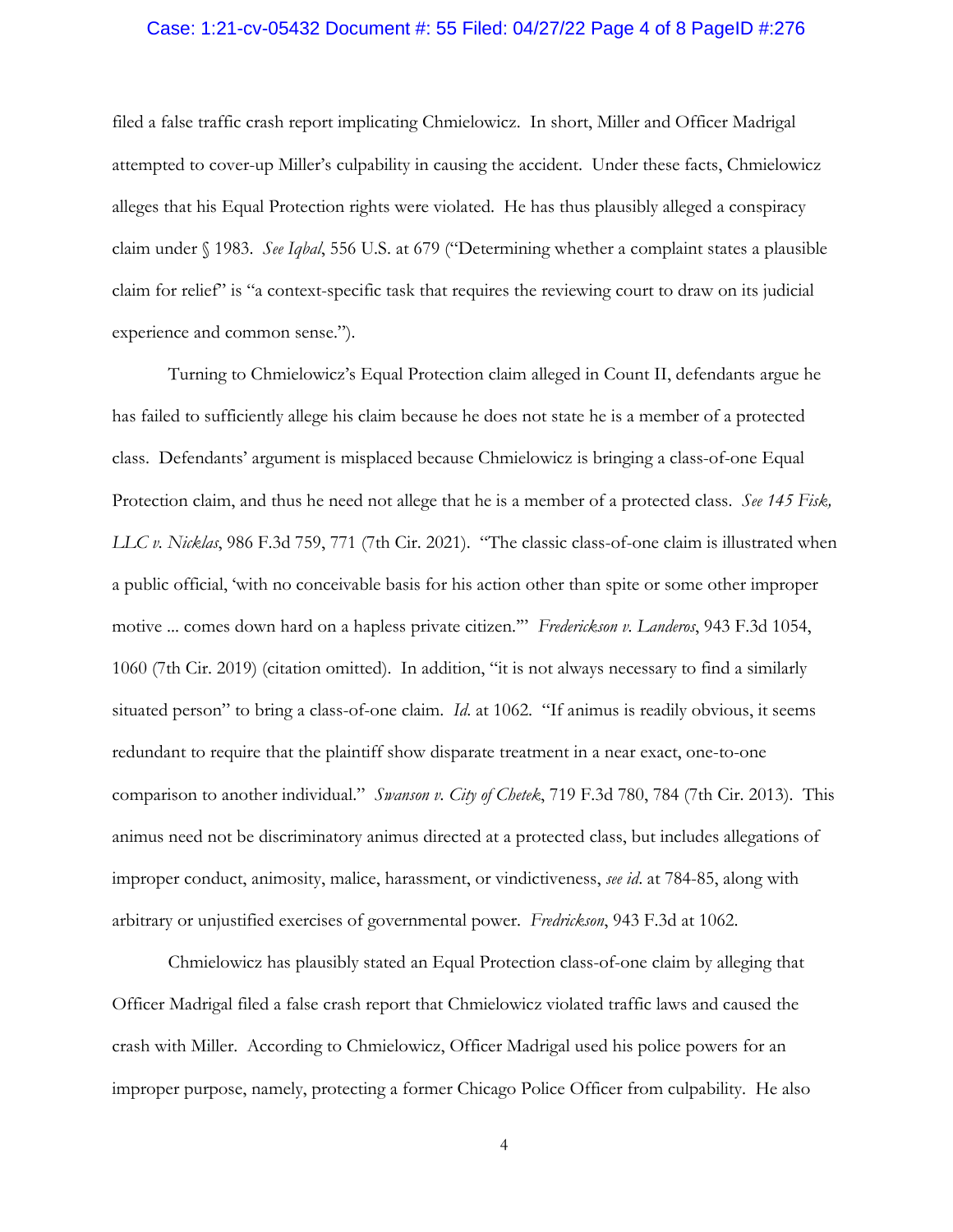filed a false traffic crash report implicating Chmielowicz. In short, Miller and Officer Madrigal attempted to cover-up Miller's culpability in causing the accident. Under these facts, Chmielowicz alleges that his Equal Protection rights were violated. He has thus plausibly alleged a conspiracy claim under § 1983. *See Iqbal*, 556 U.S. at 679 ("Determining whether a complaint states a plausible claim for relief" is "a context-specific task that requires the reviewing court to draw on its judicial experience and common sense.").

Turning to Chmielowicz's Equal Protection claim alleged in Count II, defendants argue he has failed to sufficiently allege his claim because he does not state he is a member of a protected class. Defendants' argument is misplaced because Chmielowicz is bringing a class-of-one Equal Protection claim, and thus he need not allege that he is a member of a protected class. *See 145 Fisk, LLC v. Nicklas*, 986 F.3d 759, 771 (7th Cir. 2021). "The classic class-of-one claim is illustrated when a public official, 'with no conceivable basis for his action other than spite or some other improper motive ... comes down hard on a hapless private citizen.'" *Frederickson v. Landeros*, 943 F.3d 1054, 1060 (7th Cir. 2019) (citation omitted). In addition, "it is not always necessary to find a similarly situated person" to bring a class-of-one claim. *Id.* at 1062. "If animus is readily obvious, it seems redundant to require that the plaintiff show disparate treatment in a near exact, one-to-one comparison to another individual." *Swanson v. City of Chetek*, 719 F.3d 780, 784 (7th Cir. 2013). This animus need not be discriminatory animus directed at a protected class, but includes allegations of improper conduct, animosity, malice, harassment, or vindictiveness, *see id.* at 784-85, along with arbitrary or unjustified exercises of governmental power. *Fredrickson*, 943 F.3d at 1062.

Chmielowicz has plausibly stated an Equal Protection class-of-one claim by alleging that Officer Madrigal filed a false crash report that Chmielowicz violated traffic laws and caused the crash with Miller. According to Chmielowicz, Officer Madrigal used his police powers for an improper purpose, namely, protecting a former Chicago Police Officer from culpability. He also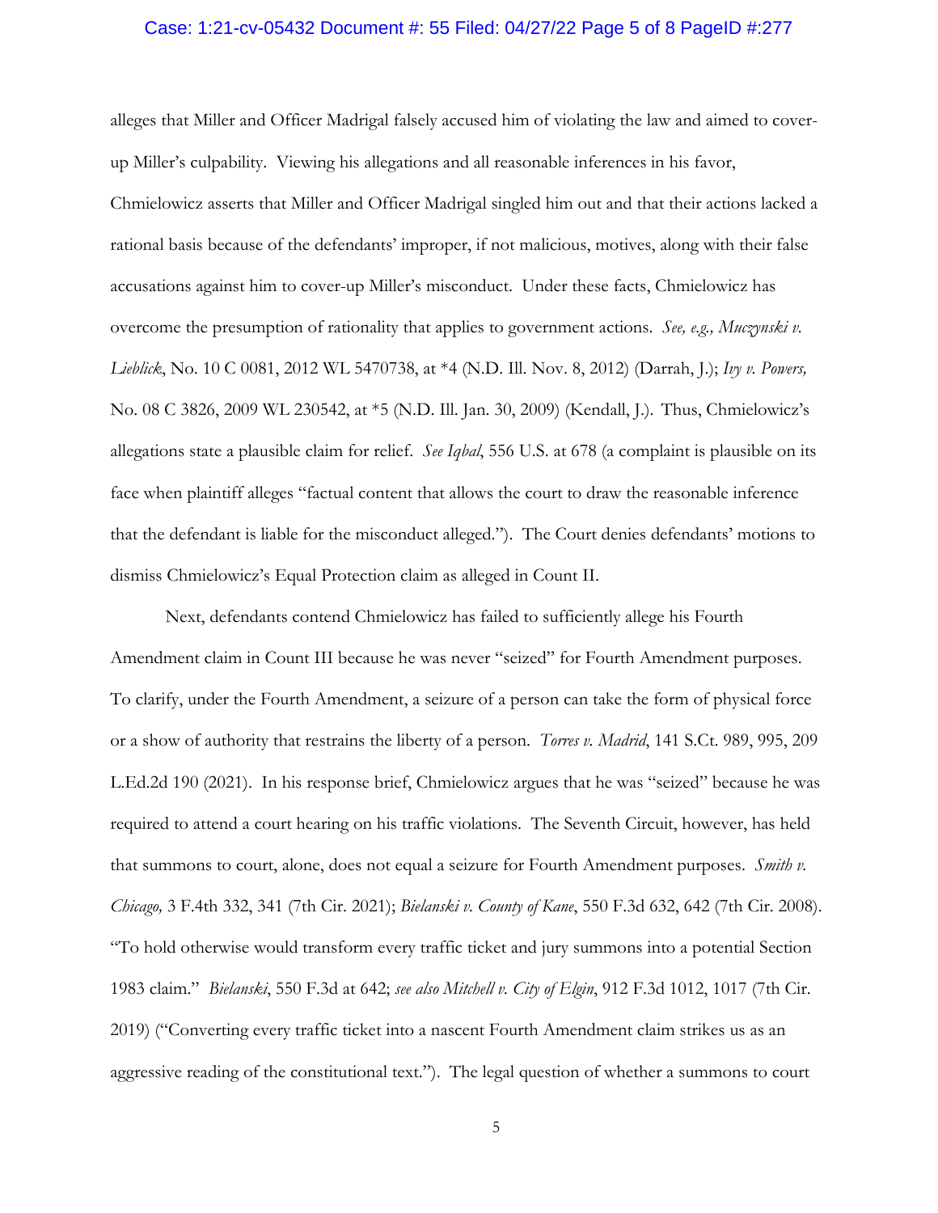alleges that Miller and Officer Madrigal falsely accused him of violating the law and aimed to cover-up Miller's culpability. Viewing his allegations and all reasonable inferences in his favor, Chmielowicz asserts that Miller and Officer Madrigal singled him out and that their actions lacked a rational basis because of the defendants' improper, if not malicious, motives, along with their false accusations against him to cover-up Miller's misconduct. Under these facts, Chmielowicz has overcome the presumption of rationality that applies to government actions. *See, e.g., Muczynski v. Lieblick*, No. 10 C 0081, 2012 WL 5470738, at *4 (N.D. Ill. Nov. 8, 2012) (Darrah, J.); *Ivy v. Powers,* No. 08 C 3826, 2009 WL 230542, at *5 (N.D. Ill. Jan. 30, 2009) (Kendall, J.). Thus, Chmielowicz's allegations state a plausible claim for relief. *See Iqbal*, 556 U.S. at 678 (a complaint is plausible on its face when plaintiff alleges "factual content that allows the court to draw the reasonable inference that the defendant is liable for the misconduct alleged."). The Court denies defendants' motions to dismiss Chmielowicz's Equal Protection claim as alleged in Count II.

Next, defendants contend Chmielowicz has failed to sufficiently allege his Fourth Amendment claim in Count III because he was never "seized" for Fourth Amendment purposes. To clarify, under the Fourth Amendment, a seizure of a person can take the form of physical force or a show of authority that restrains the liberty of a person. *Torres v. Madrid*, 141 S.Ct. 989, 995, 209 L.Ed.2d 190 (2021). In his response brief, Chmielowicz argues that he was "seized" because he was required to attend a court hearing on his traffic violations. The Seventh Circuit, however, has held that summons to court, alone, does not equal a seizure for Fourth Amendment purposes. *Smith v. Chicago,* 3 F.4th 332, 341 (7th Cir. 2021); *Bielanski v. County of Kane*, 550 F.3d 632, 642 (7th Cir. 2008). "To hold otherwise would transform every traffic ticket and jury summons into a potential Section 1983 claim." *Bielanski*, 550 F.3d at 642; *see also Mitchell v. City of Elgin*, 912 F.3d 1012, 1017 (7th Cir. 2019) ("Converting every traffic ticket into a nascent Fourth Amendment claim strikes us as an aggressive reading of the constitutional text."). The legal question of whether a summons to court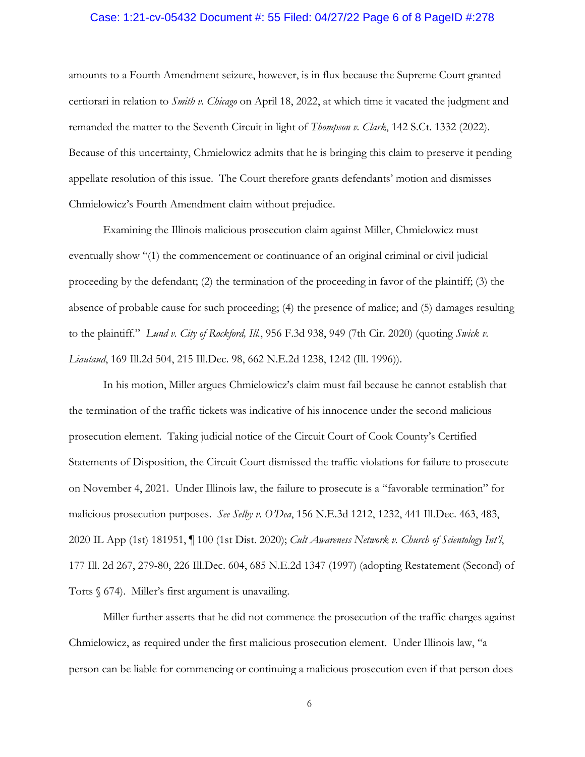amounts to a Fourth Amendment seizure, however, is in flux because the Supreme Court granted certiorari in relation to *Smith v. Chicago* on April 18, 2022, at which time it vacated the judgment and remanded the matter to the Seventh Circuit in light of *Thompson v. Clark*, 142 S.Ct. 1332 (2022). Because of this uncertainty, Chmielowicz admits that he is bringing this claim to preserve it pending appellate resolution of this issue. The Court therefore grants defendants' motion and dismisses Chmielowicz's Fourth Amendment claim without prejudice.

Examining the Illinois malicious prosecution claim against Miller, Chmielowicz must eventually show "(1) the commencement or continuance of an original criminal or civil judicial proceeding by the defendant; (2) the termination of the proceeding in favor of the plaintiff; (3) the absence of probable cause for such proceeding; (4) the presence of malice; and (5) damages resulting to the plaintiff." *Lund v. City of Rockford, Ill.*, 956 F.3d 938, 949 (7th Cir. 2020) (quoting *Swick v. Liautaud*, 169 Ill.2d 504, 215 Ill.Dec. 98, 662 N.E.2d 1238, 1242 (Ill. 1996)).

In his motion, Miller argues Chmielowicz's claim must fail because he cannot establish that the termination of the traffic tickets was indicative of his innocence under the second malicious prosecution element. Taking judicial notice of the Circuit Court of Cook County's Certified Statements of Disposition, the Circuit Court dismissed the traffic violations for failure to prosecute on November 4, 2021. Under Illinois law, the failure to prosecute is a "favorable termination" for malicious prosecution purposes. *See Selby v. O'Dea*, 156 N.E.3d 1212, 1232, 441 Ill.Dec. 463, 483, 2020 IL App (1st) 181951, ¶ 100 (1st Dist. 2020); *Cult Awareness Network v. Church of Scientology Int'l*, 177 Ill. 2d 267, 279-80, 226 Ill.Dec. 604, 685 N.E.2d 1347 (1997) (adopting Restatement (Second) of Torts § 674). Miller's first argument is unavailing.

Miller further asserts that he did not commence the prosecution of the traffic charges against Chmielowicz, as required under the first malicious prosecution element. Under Illinois law, "a person can be liable for commencing or continuing a malicious prosecution even if that person does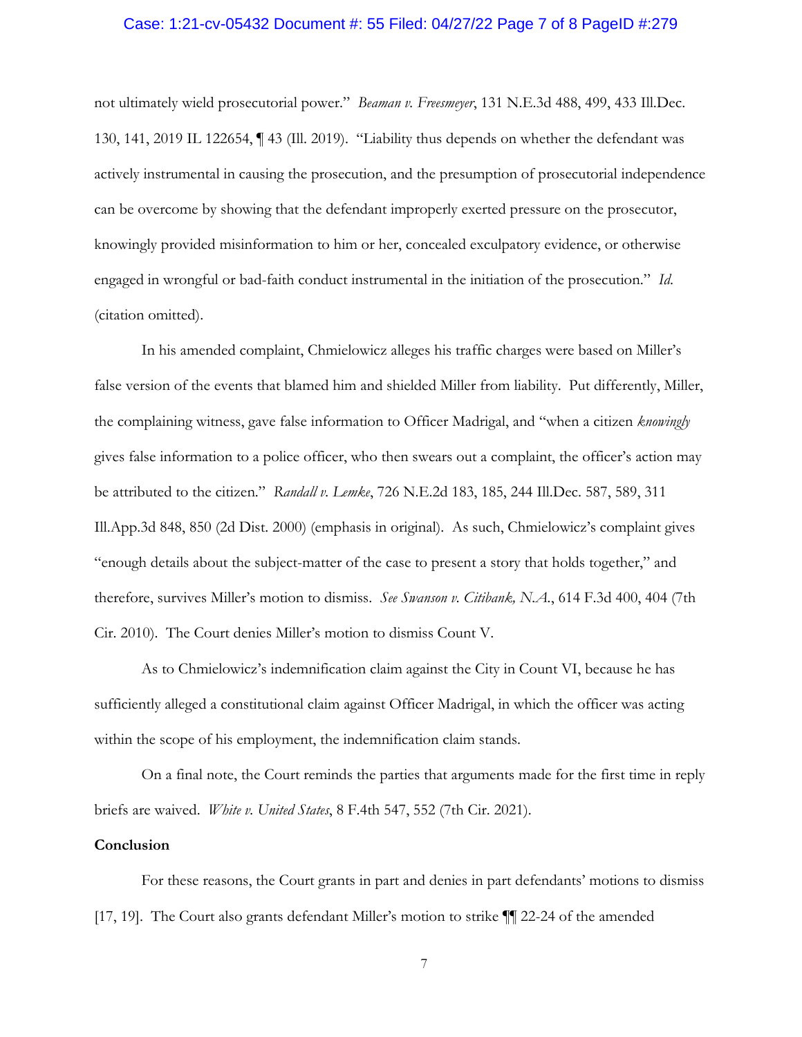not ultimately wield prosecutorial power." *Beaman v. Freesmeyer*, 131 N.E.3d 488, 499, 433 Ill.Dec. 130, 141, 2019 IL 122654, ¶ 43 (Ill. 2019). "Liability thus depends on whether the defendant was actively instrumental in causing the prosecution, and the presumption of prosecutorial independence can be overcome by showing that the defendant improperly exerted pressure on the prosecutor, knowingly provided misinformation to him or her, concealed exculpatory evidence, or otherwise engaged in wrongful or bad-faith conduct instrumental in the initiation of the prosecution." *Id.* (citation omitted).

In his amended complaint, Chmielowicz alleges his traffic charges were based on Miller's false version of the events that blamed him and shielded Miller from liability. Put differently, Miller, the complaining witness, gave false information to Officer Madrigal, and "when a citizen *knowingly* gives false information to a police officer, who then swears out a complaint, the officer's action may be attributed to the citizen." *Randall v. Lemke*, 726 N.E.2d 183, 185, 244 Ill.Dec. 587, 589, 311 Ill.App.3d 848, 850 (2d Dist. 2000) (emphasis in original). As such, Chmielowicz's complaint gives "enough details about the subject-matter of the case to present a story that holds together," and therefore, survives Miller's motion to dismiss. *See Swanson v. Citibank, N.A.*, 614 F.3d 400, 404 (7th Cir. 2010). The Court denies Miller's motion to dismiss Count V.

As to Chmielowicz's indemnification claim against the City in Count VI, because he has sufficiently alleged a constitutional claim against Officer Madrigal, in which the officer was acting within the scope of his employment, the indemnification claim stands.

On a final note, the Court reminds the parties that arguments made for the first time in reply briefs are waived. *White v. United States*, 8 F.4th 547, 552 (7th Cir. 2021).

**Conclusion**

For these reasons, the Court grants in part and denies in part defendants' motions to dismiss [17, 19]. The Court also grants defendant Miller's motion to strike ¶¶ 22-24 of the amended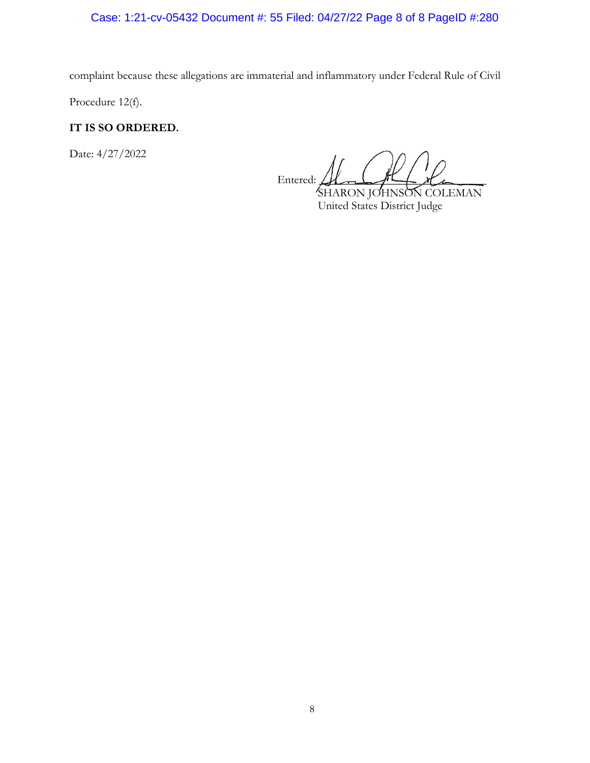complaint because these allegations are immaterial and inflammatory under Federal Rule of Civil Procedure 12(f).

**IT IS SO ORDERED.**

Date: 4/27/2022

Entered: ______________________
SHARON JOHNSON COLEMAN
United States District Judge